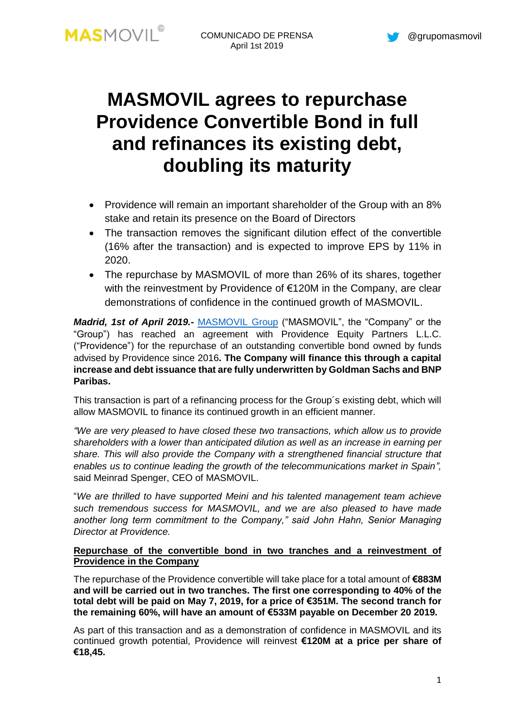COMUNICADO DE PRENSA
April 1st 2019

# MASMOVIL agrees to repurchase Providence Convertible Bond in full and refinances its existing debt, doubling its maturity

- Providence will remain an important shareholder of the Group with an 8% stake and retain its presence on the Board of Directors
- The transaction removes the significant dilution effect of the convertible (16% after the transaction) and is expected to improve EPS by 11% in 2020.
- The repurchase by MASMOVIL of more than 26% of its shares, together with the reinvestment by Providence of €120M in the Company, are clear demonstrations of confidence in the continued growth of MASMOVIL.

***Madrid, 1st of April 2019.-*** MASMOVIL Group ("MASMOVIL", the "Company" or the "Group") has reached an agreement with Providence Equity Partners L.L.C. ("Providence") for the repurchase of an outstanding convertible bond owned by funds advised by Providence since 2016**. The Company will finance this through a capital increase and debt issuance that are fully underwritten by Goldman Sachs and BNP Paribas.**

This transaction is part of a refinancing process for the Group´s existing debt, which will allow MASMOVIL to finance its continued growth in an efficient manner.

*"We are very pleased to have closed these two transactions, which allow us to provide shareholders with a lower than anticipated dilution as well as an increase in earning per share. This will also provide the Company with a strengthened financial structure that enables us to continue leading the growth of the telecommunications market in Spain",* said Meinrad Spenger, CEO of MASMOVIL.

"*We are thrilled to have supported Meini and his talented management team achieve such tremendous success for MASMOVIL, and we are also pleased to have made another long term commitment to the Company," said John Hahn, Senior Managing Director at Providence.*

**Repurchase of the convertible bond in two tranches and a reinvestment of Providence in the Company**

The repurchase of the Providence convertible will take place for a total amount of **€883M and will be carried out in two tranches. The first one corresponding to 40% of the total debt will be paid on May 7, 2019, for a price of €351M. The second tranch for the remaining 60%, will have an amount of €533M payable on December 20 2019.**

As part of this transaction and as a demonstration of confidence in MASMOVIL and its continued growth potential, Providence will reinvest **€120M at a price per share of €18,45.**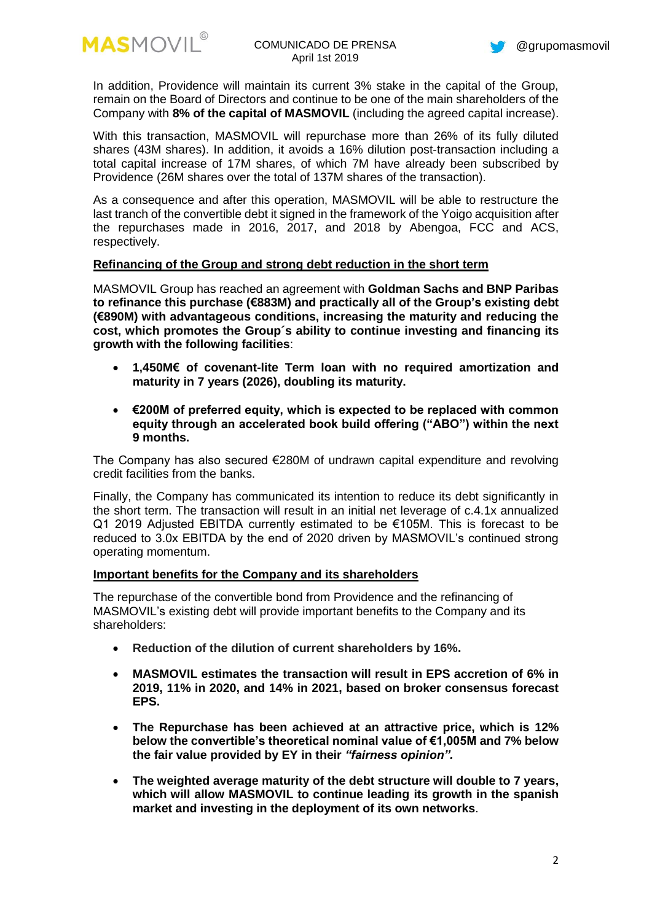In addition, Providence will maintain its current 3% stake in the capital of the Group, remain on the Board of Directors and continue to be one of the main shareholders of the Company with **8% of the capital of MASMOVIL** (including the agreed capital increase).

With this transaction, MASMOVIL will repurchase more than 26% of its fully diluted shares (43M shares). In addition, it avoids a 16% dilution post-transaction including a total capital increase of 17M shares, of which 7M have already been subscribed by Providence (26M shares over the total of 137M shares of the transaction).

As a consequence and after this operation, MASMOVIL will be able to restructure the last tranch of the convertible debt it signed in the framework of the Yoigo acquisition after the repurchases made in 2016, 2017, and 2018 by Abengoa, FCC and ACS, respectively.

**Refinancing of the Group and strong debt reduction in the short term**

MASMOVIL Group has reached an agreement with **Goldman Sachs and BNP Paribas to refinance this purchase (€883M) and practically all of the Group's existing debt (€890M) with advantageous conditions, increasing the maturity and reducing the cost, which promotes the Group´s ability to continue investing and financing its growth with the following facilities**:

- **1,450M€ of covenant-lite Term loan with no required amortization and maturity in 7 years (2026), doubling its maturity.**
- **€200M of preferred equity, which is expected to be replaced with common equity through an accelerated book build offering ("ABO") within the next 9 months.**

The Company has also secured €280M of undrawn capital expenditure and revolving credit facilities from the banks.

Finally, the Company has communicated its intention to reduce its debt significantly in the short term. The transaction will result in an initial net leverage of c.4.1x annualized Q1 2019 Adjusted EBITDA currently estimated to be €105M. This is forecast to be reduced to 3.0x EBITDA by the end of 2020 driven by MASMOVIL's continued strong operating momentum.

**Important benefits for the Company and its shareholders**

The repurchase of the convertible bond from Providence and the refinancing of MASMOVIL's existing debt will provide important benefits to the Company and its shareholders:

- **Reduction of the dilution of current shareholders by 16%.**
- **MASMOVIL estimates the transaction will result in EPS accretion of 6% in 2019, 11% in 2020, and 14% in 2021, based on broker consensus forecast EPS.**
- **The Repurchase has been achieved at an attractive price, which is 12% below the convertible's theoretical nominal value of €1,005M and 7% below the fair value provided by EY in their *"fairness opinion".***
- **The weighted average maturity of the debt structure will double to 7 years, which will allow MASMOVIL to continue leading its growth in the spanish market and investing in the deployment of its own networks**.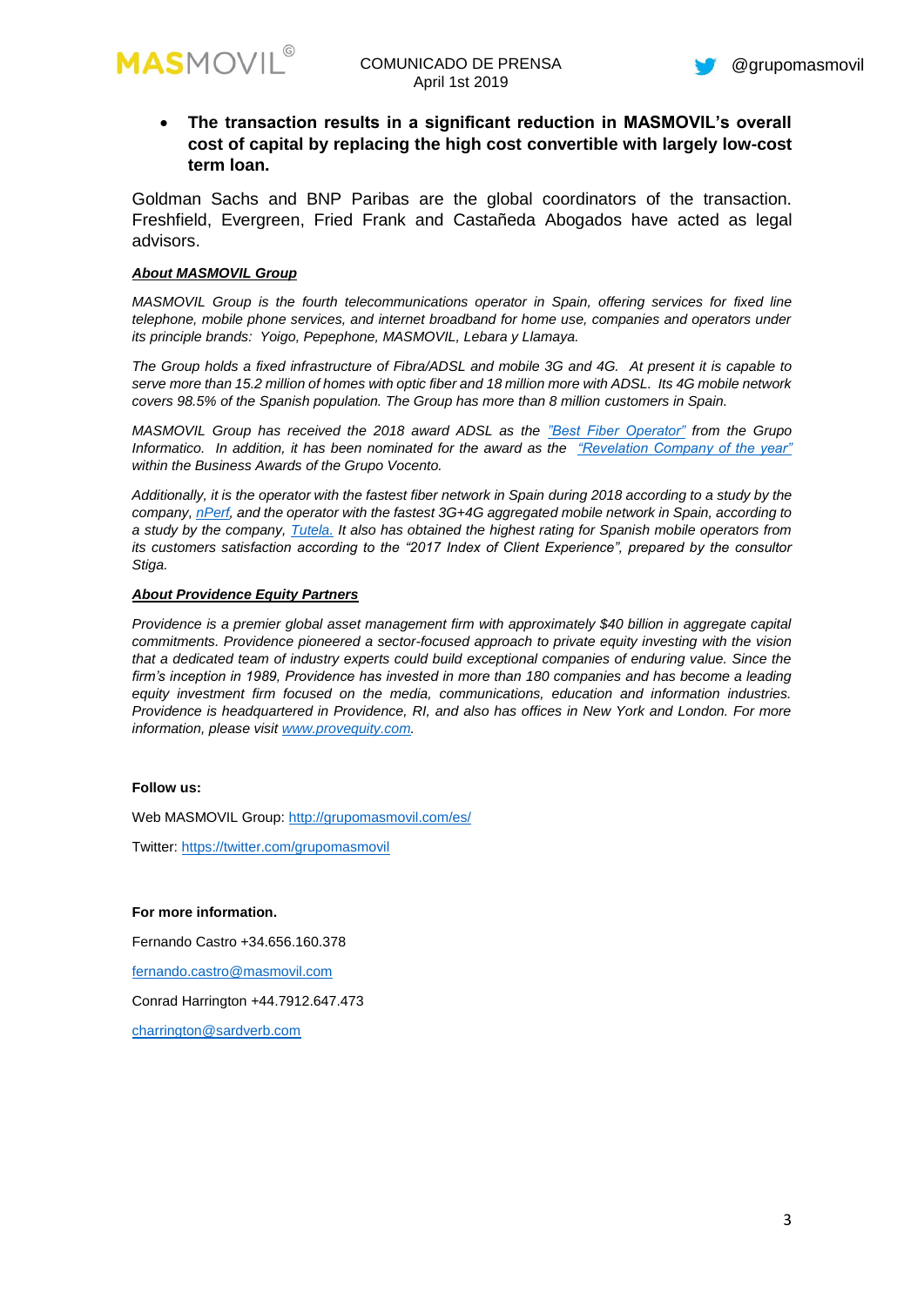- **The transaction results in a significant reduction in MASMOVIL's overall cost of capital by replacing the high cost convertible with largely low-cost term loan.**

Goldman Sachs and BNP Paribas are the global coordinators of the transaction. Freshfield, Evergreen, Fried Frank and Castañeda Abogados have acted as legal advisors.

***About MASMOVIL Group***

*MASMOVIL Group is the fourth telecommunications operator in Spain, offering services for fixed line telephone, mobile phone services, and internet broadband for home use, companies and operators under its principle brands: Yoigo, Pepephone, MASMOVIL, Lebara y Llamaya.*

*The Group holds a fixed infrastructure of Fibra/ADSL and mobile 3G and 4G. At present it is capable to serve more than 15.2 million of homes with optic fiber and 18 million more with ADSL. Its 4G mobile network covers 98.5% of the Spanish population. The Group has more than 8 million customers in Spain.*

*MASMOVIL Group has received the 2018 award ADSL as the "Best Fiber Operator" from the Grupo Informatico. In addition, it has been nominated for the award as the "Revelation Company of the year" within the Business Awards of the Grupo Vocento.*

*Additionally, it is the operator with the fastest fiber network in Spain during 2018 according to a study by the company, nPerf, and the operator with the fastest 3G+4G aggregated mobile network in Spain, according to a study by the company, Tutela. It also has obtained the highest rating for Spanish mobile operators from its customers satisfaction according to the "2017 Index of Client Experience", prepared by the consultor Stiga.*

***About Providence Equity Partners***

*Providence is a premier global asset management firm with approximately $40 billion in aggregate capital commitments. Providence pioneered a sector-focused approach to private equity investing with the vision that a dedicated team of industry experts could build exceptional companies of enduring value. Since the firm's inception in 1989, Providence has invested in more than 180 companies and has become a leading equity investment firm focused on the media, communications, education and information industries. Providence is headquartered in Providence, RI, and also has offices in New York and London. For more information, please visit www.provequity.com.*

**Follow us:**

Web MASMOVIL Group: http://grupomasmovil.com/es/

Twitter: https://twitter.com/grupomasmovil

**For more information.**

Fernando Castro +34.656.160.378

fernando.castro@masmovil.com

Conrad Harrington +44.7912.647.473

charrington@sardverb.com